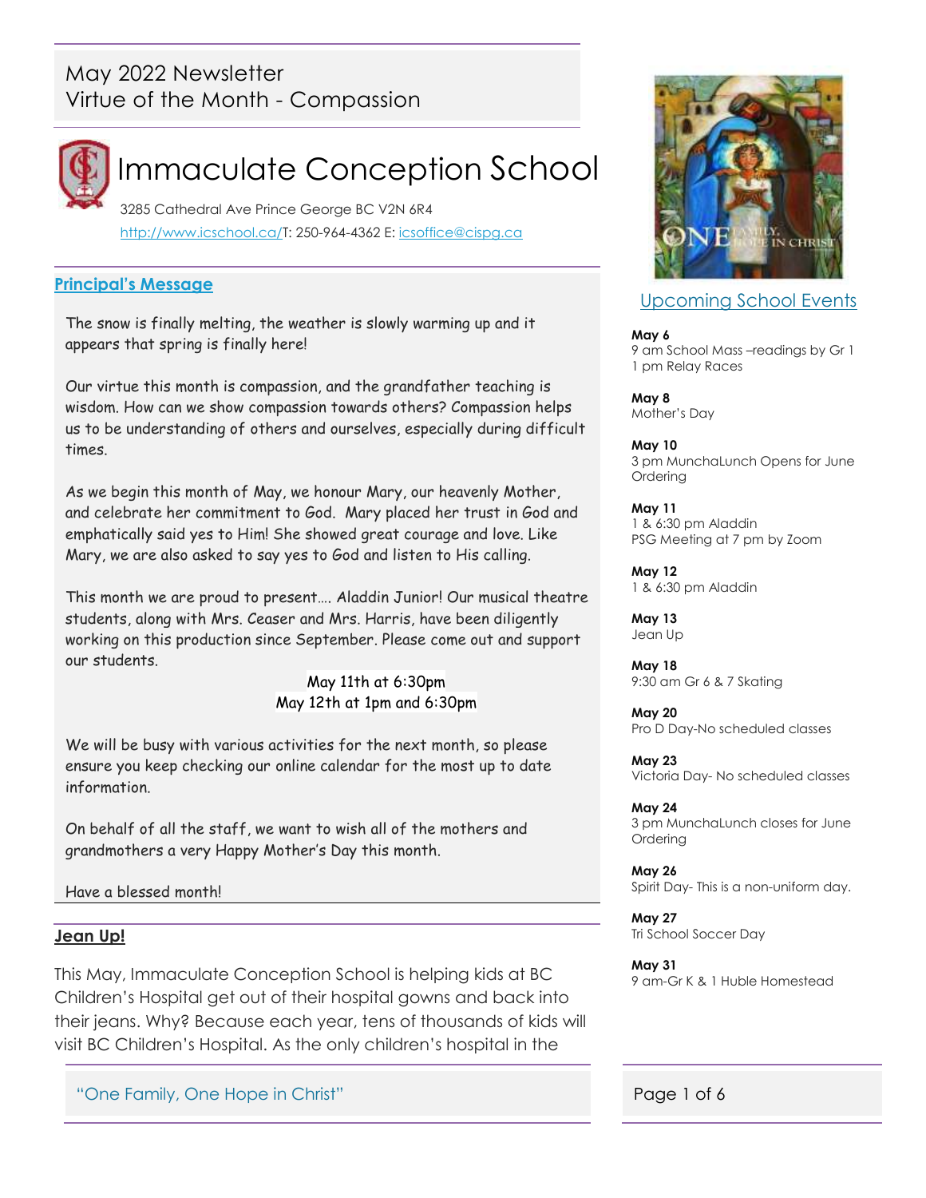# May 2022 Newsletter
## Virtue of the Month - Compassion

# Immaculate Conception School

3285 Cathedral Ave Prince George BC V2N 6R4
http://www.icschool.ca/T: 250-964-4362 E: icsoffice@cispg.ca

## Principal's Message

The snow is finally melting, the weather is slowly warming up and it appears that spring is finally here!

Our virtue this month is compassion, and the grandfather teaching is wisdom. How can we show compassion towards others? Compassion helps us to be understanding of others and ourselves, especially during difficult times.

As we begin this month of May, we honour Mary, our heavenly Mother, and celebrate her commitment to God. Mary placed her trust in God and emphatically said yes to Him! She showed great courage and love. Like Mary, we are also asked to say yes to God and listen to His calling.

This month we are proud to present.... Aladdin Junior! Our musical theatre students, along with Mrs. Ceaser and Mrs. Harris, have been diligently working on this production since September. Please come out and support our students.

May 11th at 6:30pm
May 12th at 1pm and 6:30pm

We will be busy with various activities for the next month, so please ensure you keep checking our online calendar for the most up to date information.

On behalf of all the staff, we want to wish all of the mothers and grandmothers a very Happy Mother's Day this month.

Have a blessed month!

## Jean Up!

This May, Immaculate Conception School is helping kids at BC Children's Hospital get out of their hospital gowns and back into their jeans. Why? Because each year, tens of thousands of kids will visit BC Children's Hospital. As the only children's hospital in the

## Upcoming School Events

**May 6**
9 am School Mass –readings by Gr 1
1 pm Relay Races

**May 8**
Mother's Day

**May 10**
3 pm MunchaLunch Opens for June Ordering

**May 11**
1 & 6:30 pm Aladdin
PSG Meeting at 7 pm by Zoom

**May 12**
1 & 6:30 pm Aladdin

**May 13**
Jean Up

**May 18**
9:30 am Gr 6 & 7 Skating

**May 20**
Pro D Day-No scheduled classes

**May 23**
Victoria Day- No scheduled classes

**May 24**
3 pm MunchaLunch closes for June Ordering

**May 26**
Spirit Day- This is a non-uniform day.

**May 27**
Tri School Soccer Day

**May 31**
9 am-Gr K & 1 Huble Homestead

"One Family, One Hope in Christ"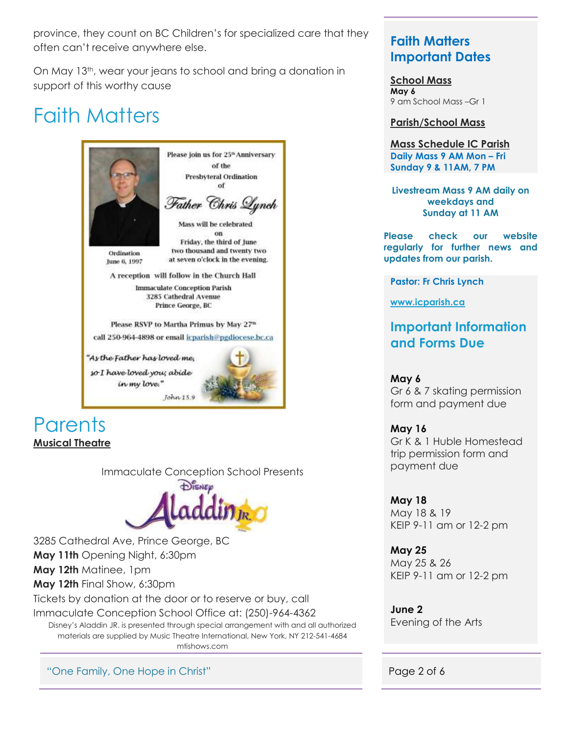province, they count on BC Children's for specialized care that they often can't receive anywhere else.

On May 13th, wear your jeans to school and bring a donation in support of this worthy cause

# Faith Matters

Please join us for 25th Anniversary of the Presbyteral Ordination of

*Father Chris Lynch*

Ordination June 6, 1997

Mass will be celebrated on Friday, the third of June two thousand and twenty two at seven o'clock in the evening.

A reception will follow in the Church Hall

Immaculate Conception Parish
3285 Cathedral Avenue
Prince George, BC

Please RSVP to Martha Primus by May 27th
call 250-964-4898 or email icparish@pgdiocese.bc.ca

*"As the Father has loved me, so I have loved you; abide in my love."*
*John 15.9*

# Parents

**Musical Theatre**

Immaculate Conception School Presents

Disney Aladdin JR.

3285 Cathedral Ave, Prince George, BC
**May 11th** Opening Night, 6:30pm
**May 12th** Matinee, 1pm
**May 12th** Final Show, 6:30pm
Tickets by donation at the door or to reserve or buy, call Immaculate Conception School Office at: (250)-964-4362

Disney's Aladdin JR. is presented through special arrangement with and all authorized materials are supplied by Music Theatre International, New York, NY 212-541-4684 mtishows.com

"One Family, One Hope in Christ"

## Faith Matters Important Dates

**School Mass**
**May 6**
9 am School Mass –Gr 1

**Parish/School Mass**

**Mass Schedule IC Parish**
**Daily Mass 9 AM Mon – Fri**
**Sunday 9 & 11AM, 7 PM**

**Livestream Mass 9 AM daily on weekdays and Sunday at 11 AM**

**Please check our website regularly for further news and updates from our parish.**

**Pastor: Fr Chris Lynch**

www.icparish.ca

## Important Information and Forms Due

**May 6**
Gr 6 & 7 skating permission form and payment due

**May 16**
Gr K & 1 Huble Homestead trip permission form and payment due

**May 18**
May 18 & 19
KEIP 9-11 am or 12-2 pm

**May 25**
May 25 & 26
KEIP 9-11 am or 12-2 pm

**June 2**
Evening of the Arts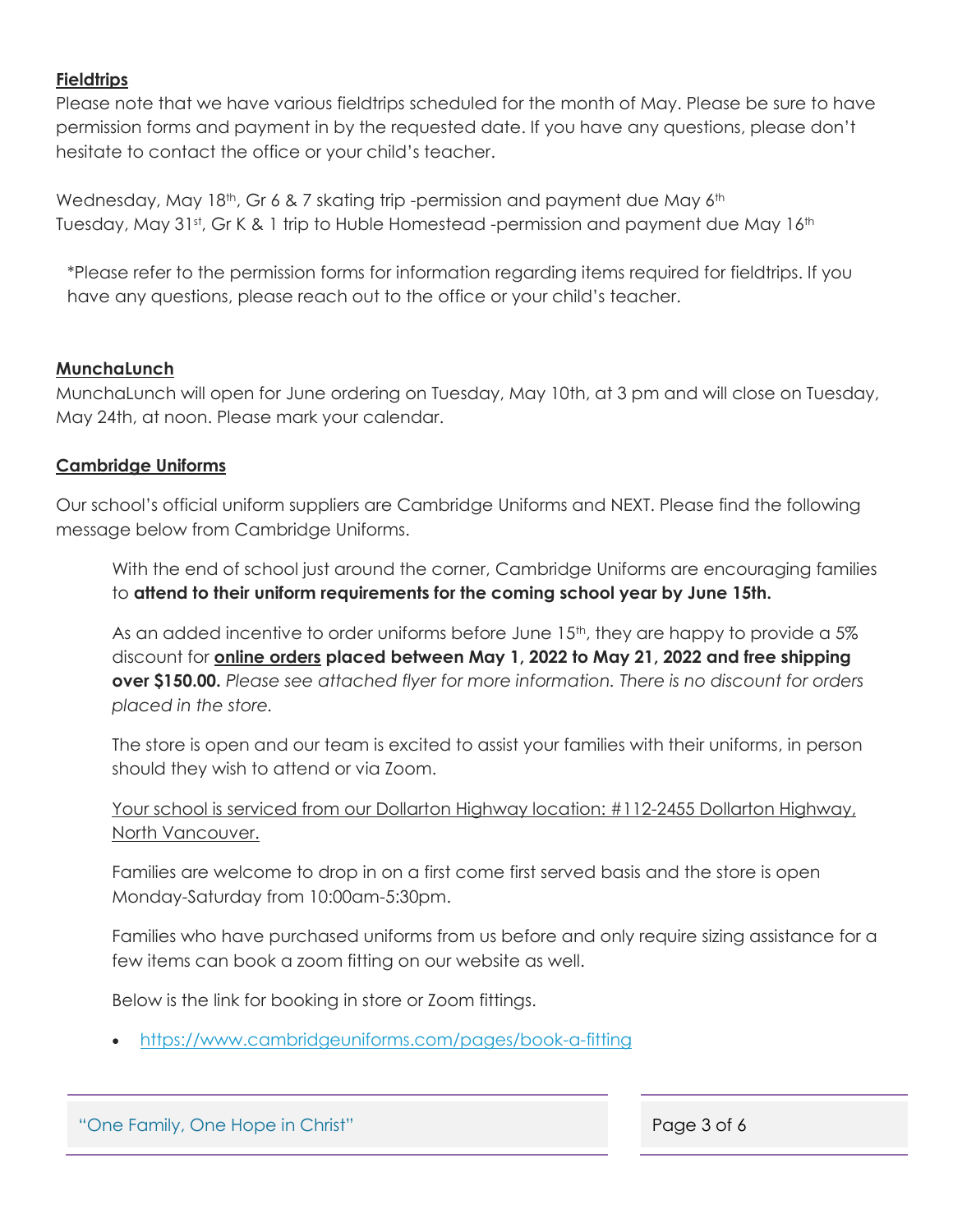## Fieldtrips

Please note that we have various fieldtrips scheduled for the month of May. Please be sure to have permission forms and payment in by the requested date. If you have any questions, please don't hesitate to contact the office or your child's teacher.

Wednesday, May 18th, Gr 6 & 7 skating trip -permission and payment due May 6th
Tuesday, May 31st, Gr K & 1 trip to Huble Homestead -permission and payment due May 16th

*Please refer to the permission forms for information regarding items required for fieldtrips. If you have any questions, please reach out to the office or your child's teacher.

## MunchaLunch

MunchaLunch will open for June ordering on Tuesday, May 10th, at 3 pm and will close on Tuesday, May 24th, at noon. Please mark your calendar.

## Cambridge Uniforms

Our school's official uniform suppliers are Cambridge Uniforms and NEXT. Please find the following message below from Cambridge Uniforms.

> With the end of school just around the corner, Cambridge Uniforms are encouraging families to **attend to their uniform requirements for the coming school year by June 15th.**
>
> As an added incentive to order uniforms before June 15th, they are happy to provide a 5% discount for **online orders placed between May 1, 2022 to May 21, 2022 and free shipping over $150.00.** *Please see attached flyer for more information. There is no discount for orders placed in the store.*
>
> The store is open and our team is excited to assist your families with their uniforms, in person should they wish to attend or via Zoom.
>
> Your school is serviced from our Dollarton Highway location: #112-2455 Dollarton Highway, North Vancouver.
>
> Families are welcome to drop in on a first come first served basis and the store is open Monday-Saturday from 10:00am-5:30pm.
>
> Families who have purchased uniforms from us before and only require sizing assistance for a few items can book a zoom fitting on our website as well.
>
> Below is the link for booking in store or Zoom fittings.
>
> - https://www.cambridgeuniforms.com/pages/book-a-fitting

"One Family, One Hope in Christ"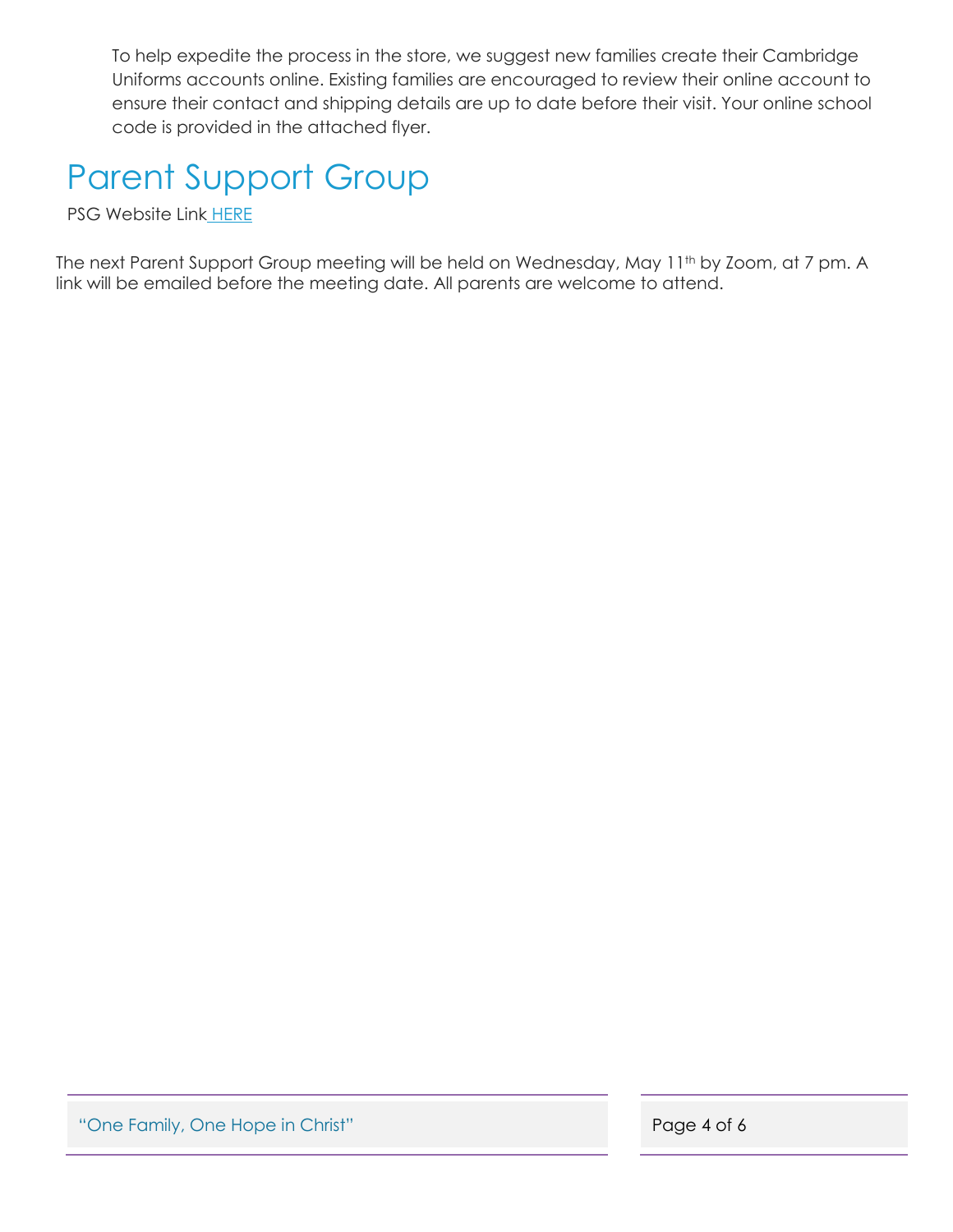To help expedite the process in the store, we suggest new families create their Cambridge Uniforms accounts online. Existing families are encouraged to review their online account to ensure their contact and shipping details are up to date before their visit. Your online school code is provided in the attached flyer.

# Parent Support Group

PSG Website Link HERE

The next Parent Support Group meeting will be held on Wednesday, May 11th by Zoom, at 7 pm. A link will be emailed before the meeting date. All parents are welcome to attend.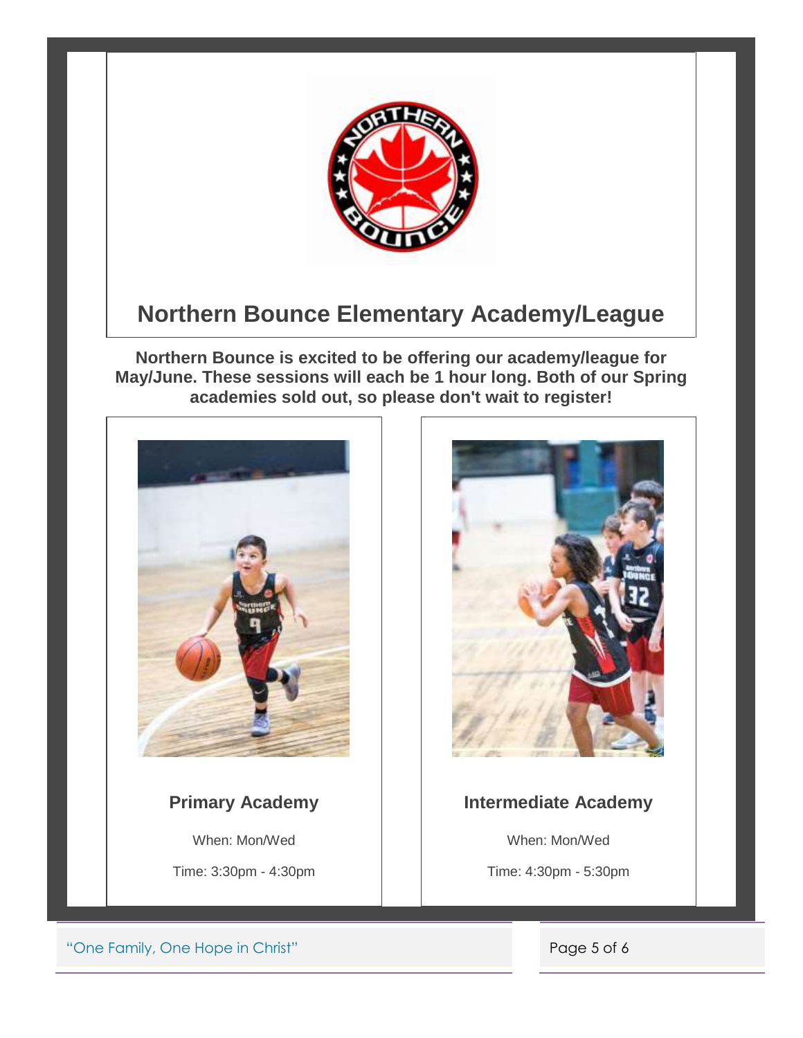## Northern Bounce Elementary Academy/League

**Northern Bounce is excited to be offering our academy/league for May/June. These sessions will each be 1 hour long. Both of our Spring academies sold out, so please don't wait to register!**

### Primary Academy

When: Mon/Wed

Time: 3:30pm - 4:30pm

### Intermediate Academy

When: Mon/Wed

Time: 4:30pm - 5:30pm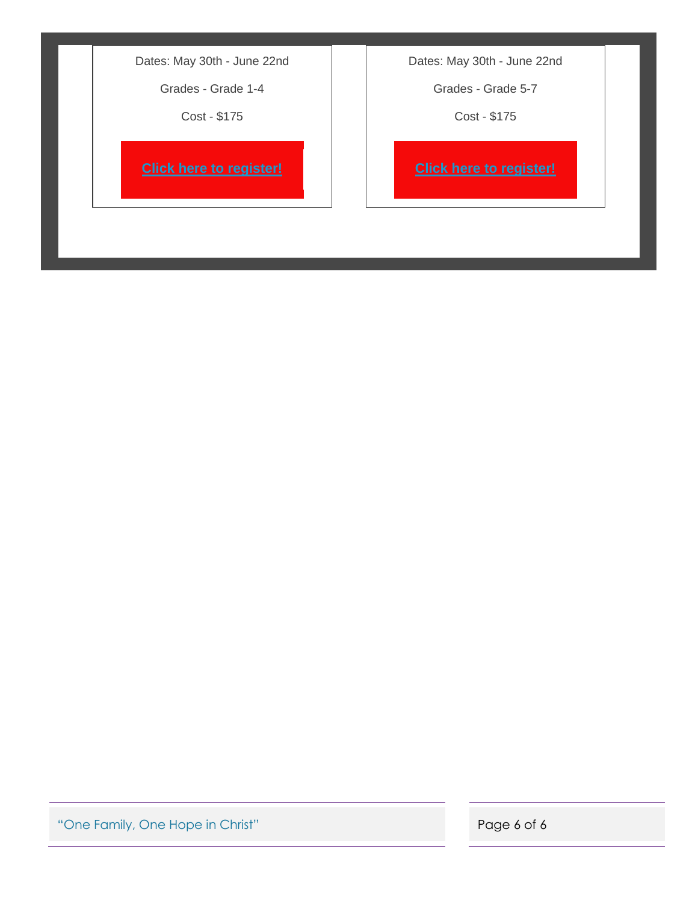Dates: May 30th - June 22nd

Grades - Grade 1-4

Cost - $175

**Click here to register!**

Dates: May 30th - June 22nd

Grades - Grade 5-7

Cost - $175

**Click here to register!**